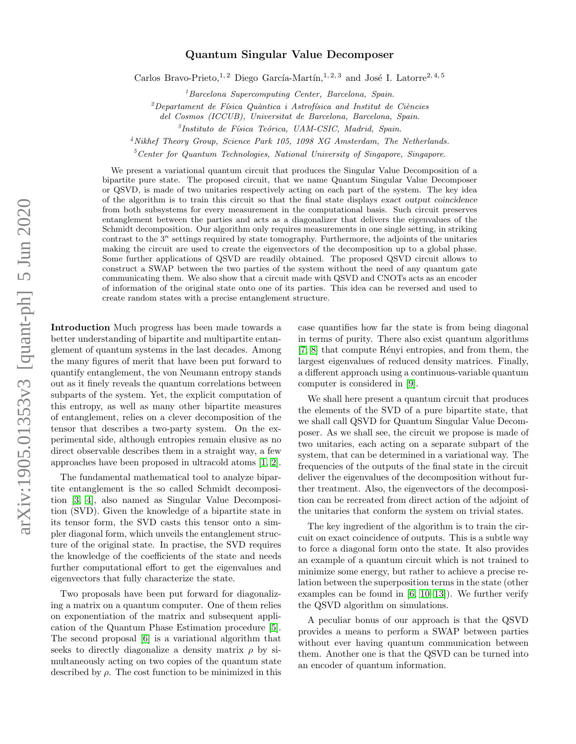# Quantum Singular Value Decomposer

Carlos Bravo-Prieto,[1,2] Diego García-Martín,[1,2,3] and José I. Latorre[2,4,5]

[1]Barcelona Supercomputing Center, Barcelona, Spain.

[2]Departament de Física Quàntica i Astrofísica and Institut de Ciències del Cosmos (ICCUB), Universitat de Barcelona, Barcelona, Spain.

[3]Instituto de Física Teórica, UAM-CSIC, Madrid, Spain.

[4]Nikhef Theory Group, Science Park 105, 1098 XG Amsterdam, The Netherlands.

[5]Center for Quantum Technologies, National University of Singapore, Singapore.

We present a variational quantum circuit that produces the Singular Value Decomposition of a bipartite pure state. The proposed circuit, that we name Quantum Singular Value Decomposer or QSVD, is made of two unitaries respectively acting on each part of the system. The key idea of the algorithm is to train this circuit so that the final state displays *exact output coincidence* from both subsystems for every measurement in the computational basis. Such circuit preserves entanglement between the parties and acts as a diagonalizer that delivers the eigenvalues of the Schmidt decomposition. Our algorithm only requires measurements in one single setting, in striking contrast to the $3^n$ settings required by state tomography. Furthermore, the adjoints of the unitaries making the circuit are used to create the eigenvectors of the decomposition up to a global phase. Some further applications of QSVD are readily obtained. The proposed QSVD circuit allows to construct a SWAP between the two parties of the system without the need of any quantum gate communicating them. We also show that a circuit made with QSVD and CNOTs acts as an encoder of information of the original state onto one of its parties. This idea can be reversed and used to create random states with a precise entanglement structure.

**Introduction** Much progress has been made towards a better understanding of bipartite and multipartite entanglement of quantum systems in the last decades. Among the many figures of merit that have been put forward to quantify entanglement, the von Neumann entropy stands out as it finely reveals the quantum correlations between subparts of the system. Yet, the explicit computation of this entropy, as well as many other bipartite measures of entanglement, relies on a clever decomposition of the tensor that describes a two-party system. On the experimental side, although entropies remain elusive as no direct observable describes them in a straight way, a few approaches have been proposed in ultracold atoms [1, 2].

The fundamental mathematical tool to analyze bipartite entanglement is the so called Schmidt decomposition [3, 4], also named as Singular Value Decomposition (SVD). Given the knowledge of a bipartite state in its tensor form, the SVD casts this tensor onto a simpler diagonal form, which unveils the entanglement structure of the original state. In practise, the SVD requires the knowledge of the coefficients of the state and needs further computational effort to get the eigenvalues and eigenvectors that fully characterize the state.

Two proposals have been put forward for diagonalizing a matrix on a quantum computer. One of them relies on exponentiation of the matrix and subsequent application of the Quantum Phase Estimation procedure [5]. The second proposal [6] is a variational algorithm that seeks to directly diagonalize a density matrix $\rho$ by simultaneously acting on two copies of the quantum state described by $\rho$. The cost function to be minimized in this case quantifies how far the state is from being diagonal in terms of purity. There also exist quantum algorithms [7, 8] that compute Rényi entropies, and from them, the largest eigenvalues of reduced density matrices. Finally, a different approach using a continuous-variable quantum computer is considered in [9].

We shall here present a quantum circuit that produces the elements of the SVD of a pure bipartite state, that we shall call QSVD for Quantum Singular Value Decomposer. As we shall see, the circuit we propose is made of two unitaries, each acting on a separate subpart of the system, that can be determined in a variational way. The frequencies of the outputs of the final state in the circuit deliver the eigenvalues of the decomposition without further treatment. Also, the eigenvectors of the decomposition can be recreated from direct action of the adjoint of the unitaries that conform the system on trivial states.

The key ingredient of the algorithm is to train the circuit on exact coincidence of outputs. This is a subtle way to force a diagonal form onto the state. It also provides an example of a quantum circuit which is not trained to minimize some energy, but rather to achieve a precise relation between the superposition terms in the state (other examples can be found in [6, 10–13]). We further verify the QSVD algorithm on simulations.

A peculiar bonus of our approach is that the QSVD provides a means to perform a SWAP between parties without ever having quantum communication between them. Another one is that the QSVD can be turned into an encoder of quantum information.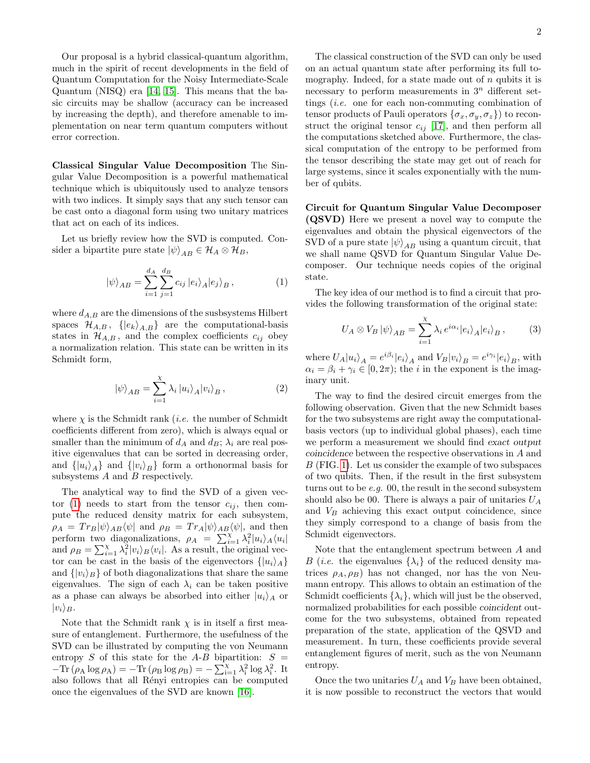Our proposal is a hybrid classical-quantum algorithm, much in the spirit of recent developments in the field of Quantum Computation for the Noisy Intermediate-Scale Quantum (NISQ) era [14, 15]. This means that the basic circuits may be shallow (accuracy can be increased by increasing the depth), and therefore amenable to implementation on near term quantum computers without error correction.

**Classical Singular Value Decomposition** The Singular Value Decomposition is a powerful mathematical technique which is ubiquitously used to analyze tensors with two indices. It simply says that any such tensor can be cast onto a diagonal form using two unitary matrices that act on each of its indices.

Let us briefly review how the SVD is computed. Consider a bipartite pure state $|\psi\rangle_{AB} \in \mathcal{H}_A \otimes \mathcal{H}_B$,

$$|\psi\rangle_{AB} = \sum_{i=1}^{d_A} \sum_{j=1}^{d_B} c_{ij}\, |e_i\rangle_A |e_j\rangle_B\,, \tag{1}$$

where $d_{A,B}$ are the dimensions of the susbsystems Hilbert spaces $\mathcal{H}_{A,B}$, $\{|e_k\rangle_{A,B}\}$ are the computational-basis states in $\mathcal{H}_{A,B}$, and the complex coefficients $c_{ij}$ obey a normalization relation. This state can be written in its Schmidt form,

$$|\psi\rangle_{AB} = \sum_{i=1}^{\chi} \lambda_i\, |u_i\rangle_A |v_i\rangle_B\,, \tag{2}$$

where $\chi$ is the Schmidt rank (*i.e.* the number of Schmidt coefficients different from zero), which is always equal or smaller than the minimum of $d_A$ and $d_B$; $\lambda_i$ are real positive eigenvalues that can be sorted in decreasing order, and $\{|u_i\rangle_A\}$ and $\{|v_i\rangle_B\}$ form a orthonormal basis for subsystems $A$ and $B$ respectively.

The analytical way to find the SVD of a given vector (1) needs to start from the tensor $c_{ij}$, then compute the reduced density matrix for each subsystem, $\rho_A = Tr_B |\psi\rangle_{AB}\langle\psi|$ and $\rho_B = Tr_A |\psi\rangle_{AB}\langle\psi|$, and then perform two diagonalizations, $\rho_A = \sum_{i=1}^{\chi} \lambda_i^2 |u_i\rangle_A \langle u_i|$ and $\rho_B = \sum_{i=1}^{\chi} \lambda_i^2 |v_i\rangle_B \langle v_i|$. As a result, the original vector can be cast in the basis of the eigenvectors $\{|u_i\rangle_A\}$ and $\{|v_i\rangle_B\}$ of both diagonalizations that share the same eigenvalues. The sign of each $\lambda_i$ can be taken positive as a phase can always be absorbed into either $|u_i\rangle_A$ or $|v_i\rangle_B$.

Note that the Schmidt rank $\chi$ is in itself a first measure of entanglement. Furthermore, the usefulness of the SVD can be illustrated by computing the von Neumann entropy $S$ of this state for the $A$-$B$ bipartition: $S = -\mathrm{Tr}\left(\rho_\mathrm{A} \log \rho_\mathrm{A}\right) = -\mathrm{Tr}\left(\rho_\mathrm{B} \log \rho_\mathrm{B}\right) = -\sum_{i=1}^{\chi} \lambda_i^2 \log \lambda_i^2$. It also follows that all Rényi entropies can be computed once the eigenvalues of the SVD are known [16].

The classical construction of the SVD can only be used on an actual quantum state after performing its full tomography. Indeed, for a state made out of $n$ qubits it is necessary to perform measurements in $3^n$ different settings (*i.e.* one for each non-commuting combination of tensor products of Pauli operators $\{\sigma_x, \sigma_y, \sigma_z\}$) to reconstruct the original tensor $c_{ij}$ [17], and then perform all the computations sketched above. Furthermore, the classical computation of the entropy to be performed from the tensor describing the state may get out of reach for large systems, since it scales exponentially with the number of qubits.

**Circuit for Quantum Singular Value Decomposer (QSVD)** Here we present a novel way to compute the eigenvalues and obtain the physical eigenvectors of the SVD of a pure state $|\psi\rangle_{AB}$ using a quantum circuit, that we shall name QSVD for Quantum Singular Value Decomposer. Our technique needs copies of the original state.

The key idea of our method is to find a circuit that provides the following transformation of the original state:

$$U_A \otimes V_B\, |\psi\rangle_{AB} = \sum_{i=1}^{\chi} \lambda_i\, e^{i\alpha_i} |e_i\rangle_A |e_i\rangle_B\,, \tag{3}$$

where $U_A |u_i\rangle_A = e^{i\beta_i} |e_i\rangle_A$ and $V_B |v_i\rangle_B = e^{i\gamma_i} |e_i\rangle_B$, with $\alpha_i = \beta_i + \gamma_i \in [0, 2\pi)$; the $i$ in the exponent is the imaginary unit.

The way to find the desired circuit emerges from the following observation. Given that the new Schmidt bases for the two subsystems are right away the computational-basis vectors (up to individual global phases), each time we perform a measurement we should find *exact output coincidence* between the respective observations in $A$ and $B$ (FIG. 1). Let us consider the example of two subspaces of two qubits. Then, if the result in the first subsystem turns out to be *e.g.* 00, the result in the second subsystem should also be 00. There is always a pair of unitaries $U_A$ and $V_B$ achieving this exact output coincidence, since they simply correspond to a change of basis from the Schmidt eigenvectors.

Note that the entanglement spectrum between $A$ and $B$ (*i.e.* the eigenvalues $\{\lambda_i\}$ of the reduced density matrices $\rho_A, \rho_B$) has not changed, nor has the von Neumann entropy. This allows to obtain an estimation of the Schmidt coefficients $\{\lambda_i\}$, which will just be the observed, normalized probabilities for each possible *coincident* outcome for the two subsystems, obtained from repeated preparation of the state, application of the QSVD and measurement. In turn, these coefficients provide several entanglement figures of merit, such as the von Neumann entropy.

Once the two unitaries $U_A$ and $V_B$ have been obtained, it is now possible to reconstruct the vectors that would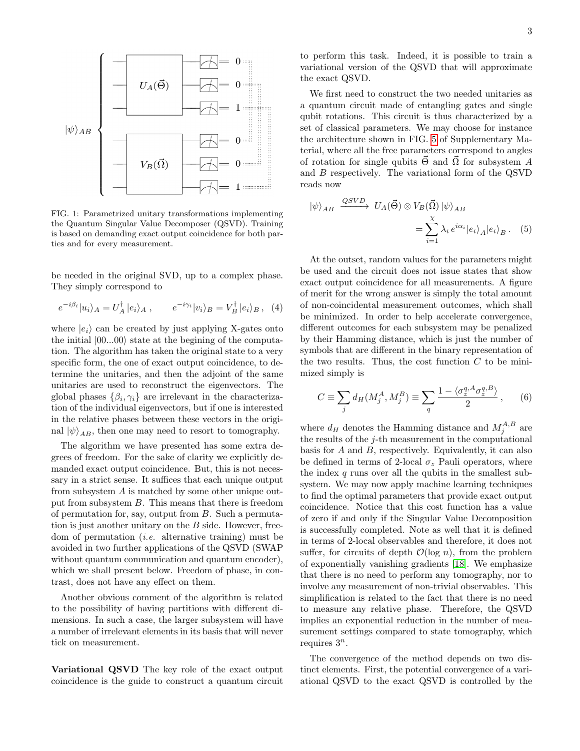FIG. 1: Parametrized unitary transformations implementing the Quantum Singular Value Decomposer (QSVD). Training is based on demanding exact output coincidence for both parties and for every measurement.

be needed in the original SVD, up to a complex phase. They simply correspond to

$$e^{-i\beta_i}|u_i\rangle_A = U_A^\dagger\,|e_i\rangle_A\,, \qquad e^{-i\gamma_i}|v_i\rangle_B = V_B^\dagger\,|e_i\rangle_B\,, \quad (4)$$

where $|e_i\rangle$ can be created by just applying X-gates onto the initial $|00...00\rangle$ state at the begining of the computation. The algorithm has taken the original state to a very specific form, the one of exact output coincidence, to determine the unitaries, and then the adjoint of the same unitaries are used to reconstruct the eigenvectors. The global phases $\{\beta_i, \gamma_i\}$ are irrelevant in the characterization of the individual eigenvectors, but if one is interested in the relative phases between these vectors in the original $|\psi\rangle_{AB}$, then one may need to resort to tomography.

The algorithm we have presented has some extra degrees of freedom. For the sake of clarity we explicitly demanded exact output coincidence. But, this is not necessary in a strict sense. It suffices that each unique output from subsystem $A$ is matched by some other unique output from subsystem $B$. This means that there is freedom of permutation for, say, output from $B$. Such a permutation is just another unitary on the $B$ side. However, freedom of permutation (*i.e.* alternative training) must be avoided in two further applications of the QSVD (SWAP without quantum communication and quantum encoder), which we shall present below. Freedom of phase, in contrast, does not have any effect on them.

Another obvious comment of the algorithm is related to the possibility of having partitions with different dimensions. In such a case, the larger subsystem will have a number of irrelevant elements in its basis that will never tick on measurement.

**Variational QSVD** The key role of the exact output coincidence is the guide to construct a quantum circuit to perform this task. Indeed, it is possible to train a variational version of the QSVD that will approximate the exact QSVD.

We first need to construct the two needed unitaries as a quantum circuit made of entangling gates and single qubit rotations. This circuit is thus characterized by a set of classical parameters. We may choose for instance the architecture shown in FIG. 5 of Supplementary Material, where all the free parameters correspond to angles of rotation for single qubits $\vec{\Theta}$ and $\vec{\Omega}$ for subsystem $A$ and $B$ respectively. The variational form of the QSVD reads now

$$|\psi\rangle_{AB} \xrightarrow{QSVD} U_A(\vec{\Theta}) \otimes V_B(\vec{\Omega})\,|\psi\rangle_{AB} = \sum_{i=1}^{\chi} \lambda_i\, e^{i\alpha_i} |e_i\rangle_A |e_i\rangle_B\,. \quad (5)$$

At the outset, random values for the parameters might be used and the circuit does not issue states that show exact output coincidence for all measurements. A figure of merit for the wrong answer is simply the total amount of non-coincidental measurement outcomes, which shall be minimized. In order to help accelerate convergence, different outcomes for each subsystem may be penalized by their Hamming distance, which is just the number of symbols that are different in the binary representation of the two results. Thus, the cost function $C$ to be minimized simply is

$$C \equiv \sum_j d_H(M_j^A, M_j^B) \equiv \sum_q \frac{1 - \langle \sigma_z^{q,A} \sigma_z^{q,B} \rangle}{2}\,, \quad (6)$$

where $d_H$ denotes the Hamming distance and $M_j^{A,B}$ are the results of the $j$-th measurement in the computational basis for $A$ and $B$, respectively. Equivalently, it can also be defined in terms of 2-local $\sigma_z$ Pauli operators, where the index $q$ runs over all the qubits in the smallest subsystem. We may now apply machine learning techniques to find the optimal parameters that provide exact output coincidence. Notice that this cost function has a value of zero if and only if the Singular Value Decomposition is successfully completed. Note as well that it is defined in terms of 2-local observables and therefore, it does not suffer, for circuits of depth $\mathcal{O}(\log n)$, from the problem of exponentially vanishing gradients [18]. We emphasize that there is no need to perform any tomography, nor to involve any measurement of non-trivial observables. This simplification is related to the fact that there is no need to measure any relative phase. Therefore, the QSVD implies an exponential reduction in the number of measurement settings compared to state tomography, which requires $3^n$.

The convergence of the method depends on two distinct elements. First, the potential convergence of a variational QSVD to the exact QSVD is controlled by the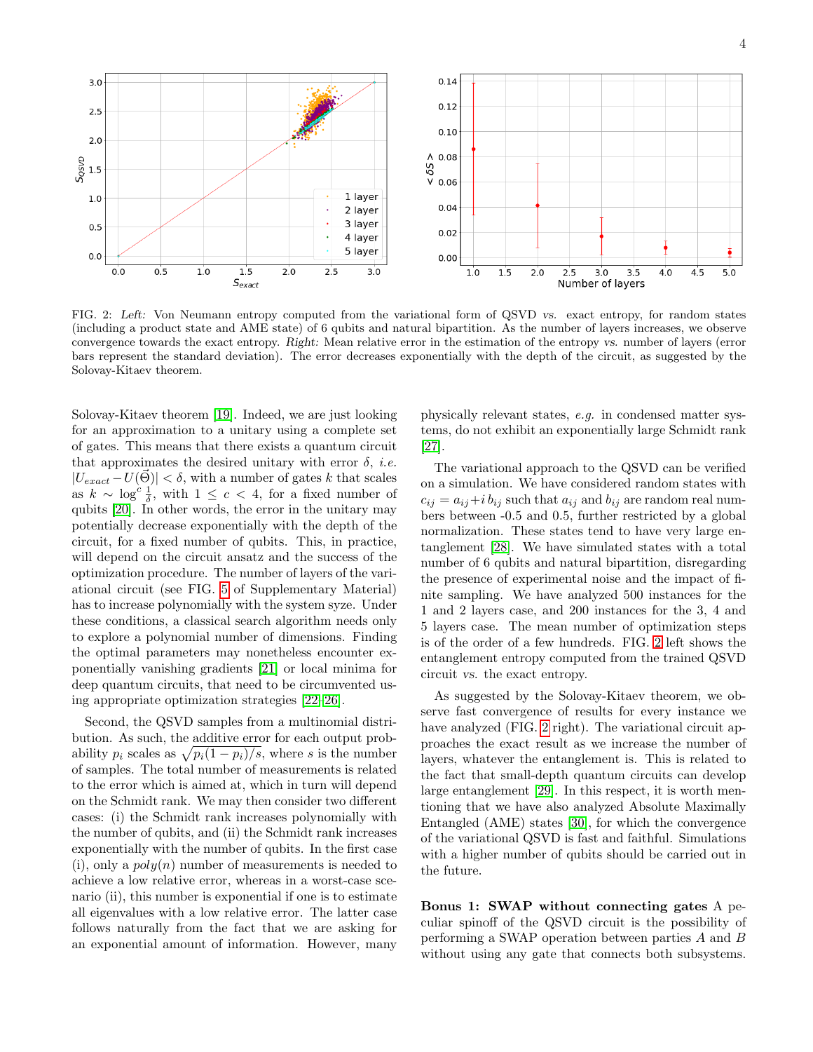FIG. 2: *Left:* Von Neumann entropy computed from the variational form of QSVD *vs.* exact entropy, for random states (including a product state and AME state) of 6 qubits and natural bipartition. As the number of layers increases, we observe convergence towards the exact entropy. *Right:* Mean relative error in the estimation of the entropy *vs.* number of layers (error bars represent the standard deviation). The error decreases exponentially with the depth of the circuit, as suggested by the Solovay-Kitaev theorem.

Solovay-Kitaev theorem [19]. Indeed, we are just looking for an approximation to a unitary using a complete set of gates. This means that there exists a quantum circuit that approximates the desired unitary with error $\delta$, *i.e.* $|U_{exact} - U(\vec{\Theta})| < \delta$, with a number of gates $k$ that scales as $k \sim \log^c \frac{1}{\delta}$, with $1 \leq c < 4$, for a fixed number of qubits [20]. In other words, the error in the unitary may potentially decrease exponentially with the depth of the circuit, for a fixed number of qubits. This, in practice, will depend on the circuit ansatz and the success of the optimization procedure. The number of layers of the variational circuit (see FIG. 5 of Supplementary Material) has to increase polynomially with the system syze. Under these conditions, a classical search algorithm needs only to explore a polynomial number of dimensions. Finding the optimal parameters may nonetheless encounter exponentially vanishing gradients [21] or local minima for deep quantum circuits, that need to be circumvented using appropriate optimization strategies [22–26].

Second, the QSVD samples from a multinomial distribution. As such, the additive error for each output probability $p_i$ scales as $\sqrt{p_i(1-p_i)/s}$, where $s$ is the number of samples. The total number of measurements is related to the error which is aimed at, which in turn will depend on the Schmidt rank. We may then consider two different cases: (i) the Schmidt rank increases polynomially with the number of qubits, and (ii) the Schmidt rank increases exponentially with the number of qubits. In the first case (i), only a $poly(n)$ number of measurements is needed to achieve a low relative error, whereas in a worst-case scenario (ii), this number is exponential if one is to estimate all eigenvalues with a low relative error. The latter case follows naturally from the fact that we are asking for an exponential amount of information. However, many physically relevant states, *e.g.* in condensed matter systems, do not exhibit an exponentially large Schmidt rank [27].

The variational approach to the QSVD can be verified on a simulation. We have considered random states with $c_{ij} = a_{ij} + i\, b_{ij}$ such that $a_{ij}$ and $b_{ij}$ are random real numbers between -0.5 and 0.5, further restricted by a global normalization. These states tend to have very large entanglement [28]. We have simulated states with a total number of 6 qubits and natural bipartition, disregarding the presence of experimental noise and the impact of finite sampling. We have analyzed 500 instances for the 1 and 2 layers case, and 200 instances for the 3, 4 and 5 layers case. The mean number of optimization steps is of the order of a few hundreds. FIG. 2 left shows the entanglement entropy computed from the trained QSVD circuit *vs.* the exact entropy.

As suggested by the Solovay-Kitaev theorem, we observe fast convergence of results for every instance we have analyzed (FIG. 2 right). The variational circuit approaches the exact result as we increase the number of layers, whatever the entanglement is. This is related to the fact that small-depth quantum circuits can develop large entanglement [29]. In this respect, it is worth mentioning that we have also analyzed Absolute Maximally Entangled (AME) states [30], for which the convergence of the variational QSVD is fast and faithful. Simulations with a higher number of qubits should be carried out in the future.

**Bonus 1: SWAP without connecting gates** A peculiar spinoff of the QSVD circuit is the possibility of performing a SWAP operation between parties $A$ and $B$ without using any gate that connects both subsystems.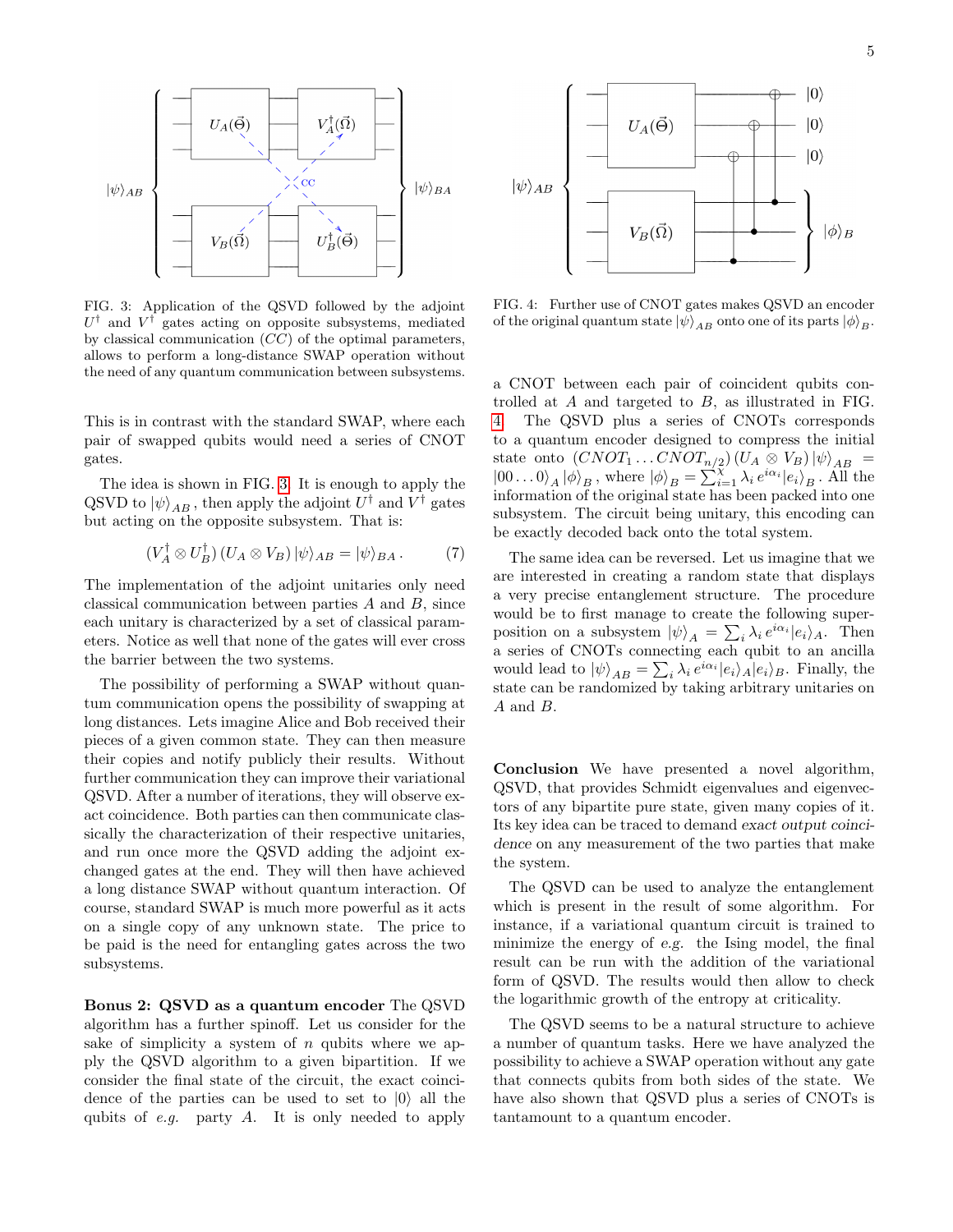FIG. 3: Application of the QSVD followed by the adjoint $U^\dagger$ and $V^\dagger$ gates acting on opposite subsystems, mediated by classical communication ($CC$) of the optimal parameters, allows to perform a long-distance SWAP operation without the need of any quantum communication between subsystems.

This is in contrast with the standard SWAP, where each pair of swapped qubits would need a series of CNOT gates.

The idea is shown in FIG. 3. It is enough to apply the QSVD to $|\psi\rangle_{AB}$, then apply the adjoint $U^\dagger$ and $V^\dagger$ gates but acting on the opposite subsystem. That is:

$$(V_A^\dagger \otimes U_B^\dagger)\,(U_A \otimes V_B)\,|\psi\rangle_{AB} = |\psi\rangle_{BA}\,. \tag{7}$$

The implementation of the adjoint unitaries only need classical communication between parties $A$ and $B$, since each unitary is characterized by a set of classical parameters. Notice as well that none of the gates will ever cross the barrier between the two systems.

The possibility of performing a SWAP without quantum communication opens the possibility of swapping at long distances. Lets imagine Alice and Bob received their pieces of a given common state. They can then measure their copies and notify publicly their results. Without further communication they can improve their variational QSVD. After a number of iterations, they will observe exact coincidence. Both parties can then communicate classically the characterization of their respective unitaries, and run once more the QSVD adding the adjoint exchanged gates at the end. They will then have achieved a long distance SWAP without quantum interaction. Of course, standard SWAP is much more powerful as it acts on a single copy of any unknown state. The price to be paid is the need for entangling gates across the two subsystems.

**Bonus 2: QSVD as a quantum encoder** The QSVD algorithm has a further spinoff. Let us consider for the sake of simplicity a system of $n$ qubits where we apply the QSVD algorithm to a given bipartition. If we consider the final state of the circuit, the exact coincidence of the parties can be used to set to $|0\rangle$ all the qubits of *e.g.* party $A$. It is only needed to apply a CNOT between each pair of coincident qubits controlled at $A$ and targeted to $B$, as illustrated in FIG. 4. The QSVD plus a series of CNOTs corresponds to a quantum encoder designed to compress the initial state onto $(CNOT_1 \ldots CNOT_{n/2})\,(U_A \otimes V_B)\,|\psi\rangle_{AB} = |00\ldots0\rangle_A\,|\phi\rangle_B$, where $|\phi\rangle_B = \sum_{i=1}^{\chi} \lambda_i\, e^{i\alpha_i} |e_i\rangle_B$. All the information of the original state has been packed into one subsystem. The circuit being unitary, this encoding can be exactly decoded back onto the total system.

FIG. 4: Further use of CNOT gates makes QSVD an encoder of the original quantum state $|\psi\rangle_{AB}$ onto one of its parts $|\phi\rangle_B$.

The same idea can be reversed. Let us imagine that we are interested in creating a random state that displays a very precise entanglement structure. The procedure would be to first manage to create the following superposition on a subsystem $|\psi\rangle_A = \sum_i \lambda_i\, e^{i\alpha_i}|e_i\rangle_A$. Then a series of CNOTs connecting each qubit to an ancilla would lead to $|\psi\rangle_{AB} = \sum_i \lambda_i\, e^{i\alpha_i}|e_i\rangle_A|e_i\rangle_B$. Finally, the state can be randomized by taking arbitrary unitaries on $A$ and $B$.

**Conclusion** We have presented a novel algorithm, QSVD, that provides Schmidt eigenvalues and eigenvectors of any bipartite pure state, given many copies of it. Its key idea can be traced to demand *exact output coincidence* on any measurement of the two parties that make the system.

The QSVD can be used to analyze the entanglement which is present in the result of some algorithm. For instance, if a variational quantum circuit is trained to minimize the energy of *e.g.* the Ising model, the final result can be run with the addition of the variational form of QSVD. The results would then allow to check the logarithmic growth of the entropy at criticality.

The QSVD seems to be a natural structure to achieve a number of quantum tasks. Here we have analyzed the possibility to achieve a SWAP operation without any gate that connects qubits from both sides of the state. We have also shown that QSVD plus a series of CNOTs is tantamount to a quantum encoder.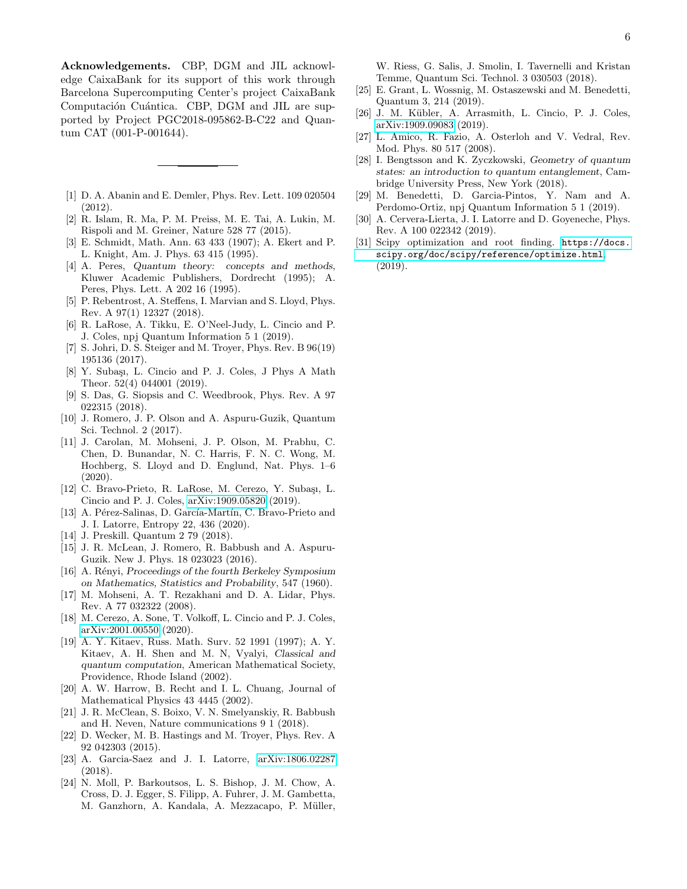**Acknowledgements.** CBP, DGM and JIL acknowledge CaixaBank for its support of this work through Barcelona Supercomputing Center's project CaixaBank Computación Cuántica. CBP, DGM and JIL are supported by Project PGC2018-095862-B-C22 and Quantum CAT (001-P-001644).

---

[1] D. A. Abanin and E. Demler, Phys. Rev. Lett. 109 020504 (2012).

[2] R. Islam, R. Ma, P. M. Preiss, M. E. Tai, A. Lukin, M. Rispoli and M. Greiner, Nature 528 77 (2015).

[3] E. Schmidt, Math. Ann. 63 433 (1907); A. Ekert and P. L. Knight, Am. J. Phys. 63 415 (1995).

[4] A. Peres, *Quantum theory: concepts and methods*, Kluwer Academic Publishers, Dordrecht (1995); A. Peres, Phys. Lett. A 202 16 (1995).

[5] P. Rebentrost, A. Steffens, I. Marvian and S. Lloyd, Phys. Rev. A 97(1) 12327 (2018).

[6] R. LaRose, A. Tikku, E. O'Neel-Judy, L. Cincio and P. J. Coles, npj Quantum Information 5 1 (2019).

[7] S. Johri, D. S. Steiger and M. Troyer, Phys. Rev. B 96(19) 195136 (2017).

[8] Y. Subaşı, L. Cincio and P. J. Coles, J Phys A Math Theor. 52(4) 044001 (2019).

[9] S. Das, G. Siopsis and C. Weedbrook, Phys. Rev. A 97 022315 (2018).

[10] J. Romero, J. P. Olson and A. Aspuru-Guzik, Quantum Sci. Technol. 2 (2017).

[11] J. Carolan, M. Mohseni, J. P. Olson, M. Prabhu, C. Chen, D. Bunandar, N. C. Harris, F. N. C. Wong, M. Hochberg, S. Lloyd and D. Englund, Nat. Phys. 1–6 (2020).

[12] C. Bravo-Prieto, R. LaRose, M. Cerezo, Y. Subaşı, L. Cincio and P. J. Coles, arXiv:1909.05820 (2019).

[13] A. Pérez-Salinas, D. García-Martín, C. Bravo-Prieto and J. I. Latorre, Entropy 22, 436 (2020).

[14] J. Preskill. Quantum 2 79 (2018).

[15] J. R. McLean, J. Romero, R. Babbush and A. Aspuru-Guzik. New J. Phys. 18 023023 (2016).

[16] A. Rényi, *Proceedings of the fourth Berkeley Symposium on Mathematics, Statistics and Probability*, 547 (1960).

[17] M. Mohseni, A. T. Rezakhani and D. A. Lidar, Phys. Rev. A 77 032322 (2008).

[18] M. Cerezo, A. Sone, T. Volkoff, L. Cincio and P. J. Coles, arXiv:2001.00550 (2020).

[19] A. Y. Kitaev, Russ. Math. Surv. 52 1991 (1997); A. Y. Kitaev, A. H. Shen and M. N, Vyalyi, *Classical and quantum computation*, American Mathematical Society, Providence, Rhode Island (2002).

[20] A. W. Harrow, B. Recht and I. L. Chuang, Journal of Mathematical Physics 43 4445 (2002).

[21] J. R. McClean, S. Boixo, V. N. Smelyanskiy, R. Babbush and H. Neven, Nature communications 9 1 (2018).

[22] D. Wecker, M. B. Hastings and M. Troyer, Phys. Rev. A 92 042303 (2015).

[23] A. Garcia-Saez and J. I. Latorre, arXiv:1806.02287 (2018).

[24] N. Moll, P. Barkoutsos, L. S. Bishop, J. M. Chow, A. Cross, D. J. Egger, S. Filipp, A. Fuhrer, J. M. Gambetta, M. Ganzhorn, A. Kandala, A. Mezzacapo, P. Müller, W. Riess, G. Salis, J. Smolin, I. Tavernelli and Kristan Temme, Quantum Sci. Technol. 3 030503 (2018).

[25] E. Grant, L. Wossnig, M. Ostaszewski and M. Benedetti, Quantum 3, 214 (2019).

[26] J. M. Kübler, A. Arrasmith, L. Cincio, P. J. Coles, arXiv:1909.09083 (2019).

[27] L. Amico, R. Fazio, A. Osterloh and V. Vedral, Rev. Mod. Phys. 80 517 (2008).

[28] I. Bengtsson and K. Zyczkowski, *Geometry of quantum states: an introduction to quantum entanglement*, Cambridge University Press, New York (2018).

[29] M. Benedetti, D. Garcia-Pintos, Y. Nam and A. Perdomo-Ortiz, npj Quantum Information 5 1 (2019).

[30] A. Cervera-Lierta, J. I. Latorre and D. Goyeneche, Phys. Rev. A 100 022342 (2019).

[31] Scipy optimization and root finding. `https://docs.scipy.org/doc/scipy/reference/optimize.html` (2019).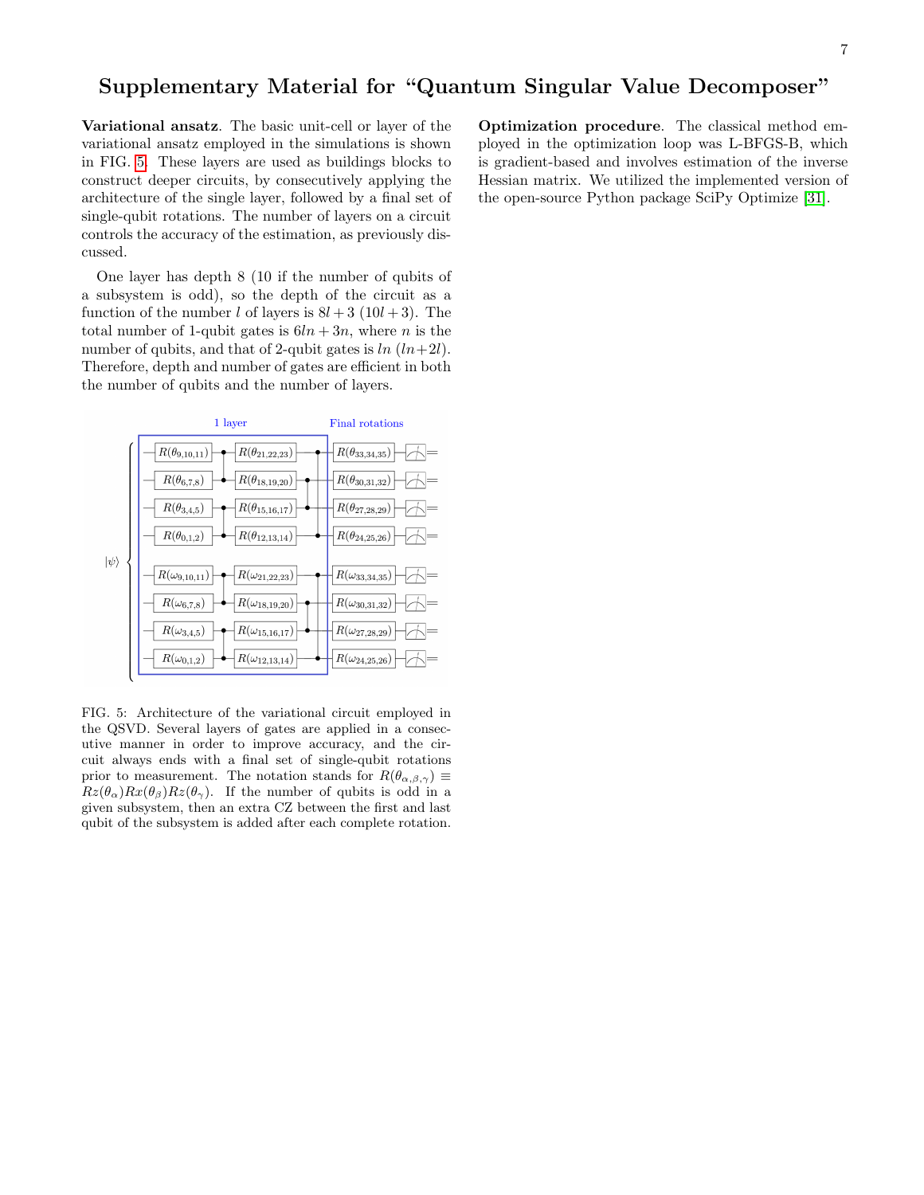# Supplementary Material for "Quantum Singular Value Decomposer"

**Variational ansatz**. The basic unit-cell or layer of the variational ansatz employed in the simulations is shown in FIG. 5. These layers are used as buildings blocks to construct deeper circuits, by consecutively applying the architecture of the single layer, followed by a final set of single-qubit rotations. The number of layers on a circuit controls the accuracy of the estimation, as previously discussed.

One layer has depth 8 (10 if the number of qubits of a subsystem is odd), so the depth of the circuit as a function of the number $l$ of layers is $8l + 3$ ($10l + 3$). The total number of 1-qubit gates is $6ln + 3n$, where $n$ is the number of qubits, and that of 2-qubit gates is $ln$ $(ln+2l)$. Therefore, depth and number of gates are efficient in both the number of qubits and the number of layers.

1 layer

Final rotations

$|\psi\rangle$

$R(\theta_{9,10,11})$ $R(\theta_{21,22,23})$ $R(\theta_{33,34,35})$

$R(\theta_{6,7,8})$ $R(\theta_{18,19,20})$ $R(\theta_{30,31,32})$

$R(\theta_{3,4,5})$ $R(\theta_{15,16,17})$ $R(\theta_{27,28,29})$

$R(\theta_{0,1,2})$ $R(\theta_{12,13,14})$ $R(\theta_{24,25,26})$

$R(\omega_{9,10,11})$ $R(\omega_{21,22,23})$ $R(\omega_{33,34,35})$

$R(\omega_{6,7,8})$ $R(\omega_{18,19,20})$ $R(\omega_{30,31,32})$

$R(\omega_{3,4,5})$ $R(\omega_{15,16,17})$ $R(\omega_{27,28,29})$

$R(\omega_{0,1,2})$ $R(\omega_{12,13,14})$ $R(\omega_{24,25,26})$

FIG. 5: Architecture of the variational circuit employed in the QSVD. Several layers of gates are applied in a consecutive manner in order to improve accuracy, and the circuit always ends with a final set of single-qubit rotations prior to measurement. The notation stands for $R(\theta_{\alpha,\beta,\gamma}) \equiv Rz(\theta_\alpha)Rx(\theta_\beta)Rz(\theta_\gamma)$. If the number of qubits is odd in a given subsystem, then an extra CZ between the first and last qubit of the subsystem is added after each complete rotation.

**Optimization procedure**. The classical method employed in the optimization loop was L-BFGS-B, which is gradient-based and involves estimation of the inverse Hessian matrix. We utilized the implemented version of the open-source Python package SciPy Optimize [31].